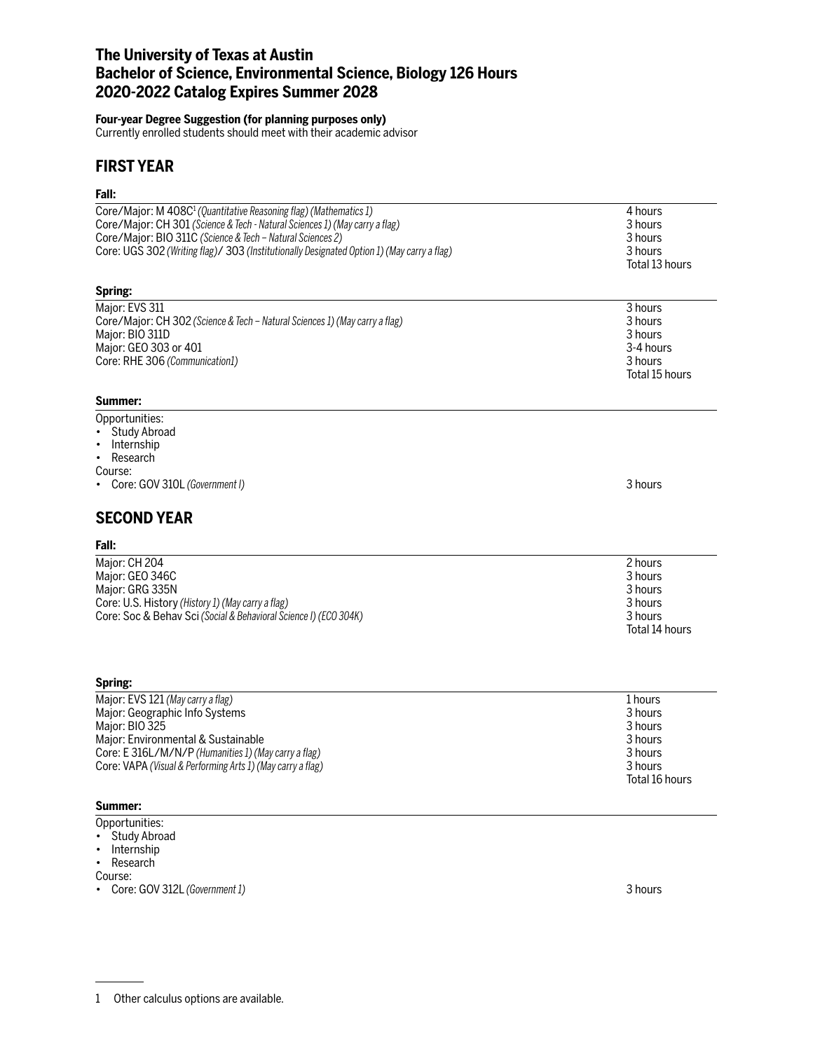# The University of Texas at Austin
# Bachelor of Science, Environmental Science, Biology 126 Hours
# 2020-2022 Catalog Expires Summer 2028

**Four-year Degree Suggestion (for planning purposes only)**
Currently enrolled students should meet with their academic advisor

## FIRST YEAR

### Fall:

| | |
|---|---|
| Core/Major: M 408C[1] *(Quantitative Reasoning flag) (Mathematics 1)* | 4 hours |
| Core/Major: CH 301 *(Science & Tech - Natural Sciences 1) (May carry a flag)* | 3 hours |
| Core/Major: BIO 311C *(Science & Tech – Natural Sciences 2)* | 3 hours |
| Core: UGS 302 *(Writing flag)*/ 303 *(Institutionally Designated Option 1) (May carry a flag)* | 3 hours |
| | Total 13 hours |

### Spring:

| | |
|---|---|
| Major: EVS 311 | 3 hours |
| Core/Major: CH 302 *(Science & Tech – Natural Sciences 1) (May carry a flag)* | 3 hours |
| Major: BIO 311D | 3 hours |
| Major: GEO 303 or 401 | 3-4 hours |
| Core: RHE 306 *(Communication1)* | 3 hours |
| | Total 15 hours |

### Summer:

Opportunities:
- Study Abroad
- Internship
- Research

Course:
- Core: GOV 310L *(Government I)* — 3 hours

## SECOND YEAR

### Fall:

| | |
|---|---|
| Major: CH 204 | 2 hours |
| Major: GEO 346C | 3 hours |
| Major: GRG 335N | 3 hours |
| Core: U.S. History *(History 1) (May carry a flag)* | 3 hours |
| Core: Soc & Behav Sci *(Social & Behavioral Science I) (ECO 304K)* | 3 hours |
| | Total 14 hours |

### Spring:

| | |
|---|---|
| Major: EVS 121 *(May carry a flag)* | 1 hours |
| Major: Geographic Info Systems | 3 hours |
| Major: BIO 325 | 3 hours |
| Major: Environmental & Sustainable | 3 hours |
| Core: E 316L/M/N/P *(Humanities 1) (May carry a flag)* | 3 hours |
| Core: VAPA *(Visual & Performing Arts 1) (May carry a flag)* | 3 hours |
| | Total 16 hours |

### Summer:

Opportunities:
- Study Abroad
- Internship
- Research

Course:
- Core: GOV 312L *(Government 1)* — 3 hours

---

[1] Other calculus options are available.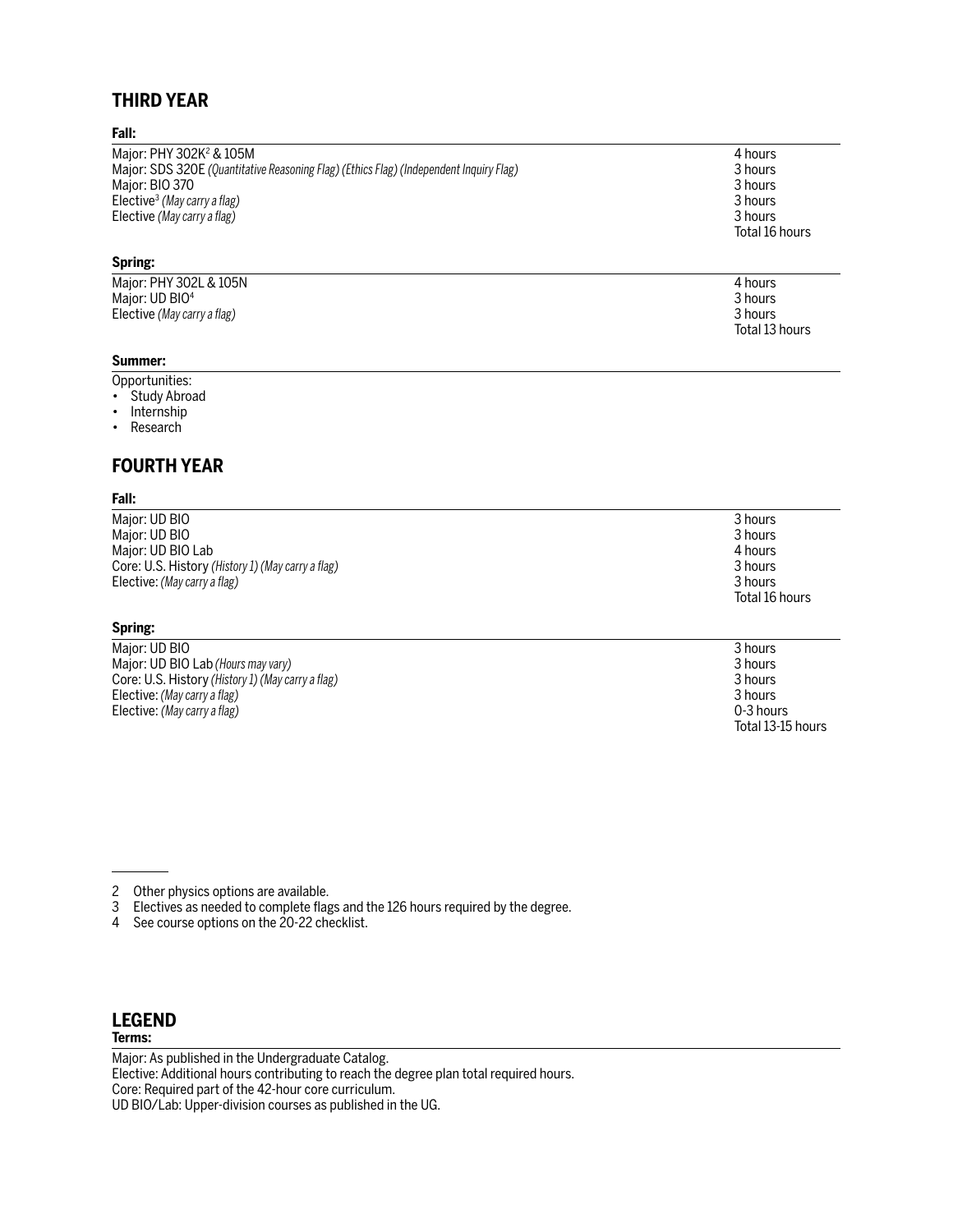## THIRD YEAR

### Fall:

| | |
|---|---|
| Major: PHY 302K[2] & 105M | 4 hours |
| Major: SDS 320E *(Quantitative Reasoning Flag) (Ethics Flag) (Independent Inquiry Flag)* | 3 hours |
| Major: BIO 370 | 3 hours |
| Elective[3] *(May carry a flag)* | 3 hours |
| Elective *(May carry a flag)* | 3 hours |
| | Total 16 hours |

### Spring:

| | |
|---|---|
| Major: PHY 302L & 105N | 4 hours |
| Major: UD BIO[4] | 3 hours |
| Elective *(May carry a flag)* | 3 hours |
| | Total 13 hours |

### Summer:

Opportunities:

- Study Abroad
- Internship
- Research

## FOURTH YEAR

### Fall:

| | |
|---|---|
| Major: UD BIO | 3 hours |
| Major: UD BIO | 3 hours |
| Major: UD BIO Lab | 4 hours |
| Core: U.S. History *(History 1) (May carry a flag)* | 3 hours |
| Elective: *(May carry a flag)* | 3 hours |
| | Total 16 hours |

### Spring:

| | |
|---|---|
| Major: UD BIO | 3 hours |
| Major: UD BIO Lab *(Hours may vary)* | 3 hours |
| Core: U.S. History *(History 1) (May carry a flag)* | 3 hours |
| Elective: *(May carry a flag)* | 3 hours |
| Elective: *(May carry a flag)* | 0-3 hours |
| | Total 13-15 hours |

2 Other physics options are available.

3 Electives as needed to complete flags and the 126 hours required by the degree.

4 See course options on the 20-22 checklist.

## LEGEND

**Terms:**

Major: As published in the Undergraduate Catalog.

Elective: Additional hours contributing to reach the degree plan total required hours.

Core: Required part of the 42-hour core curriculum.

UD BIO/Lab: Upper-division courses as published in the UG.